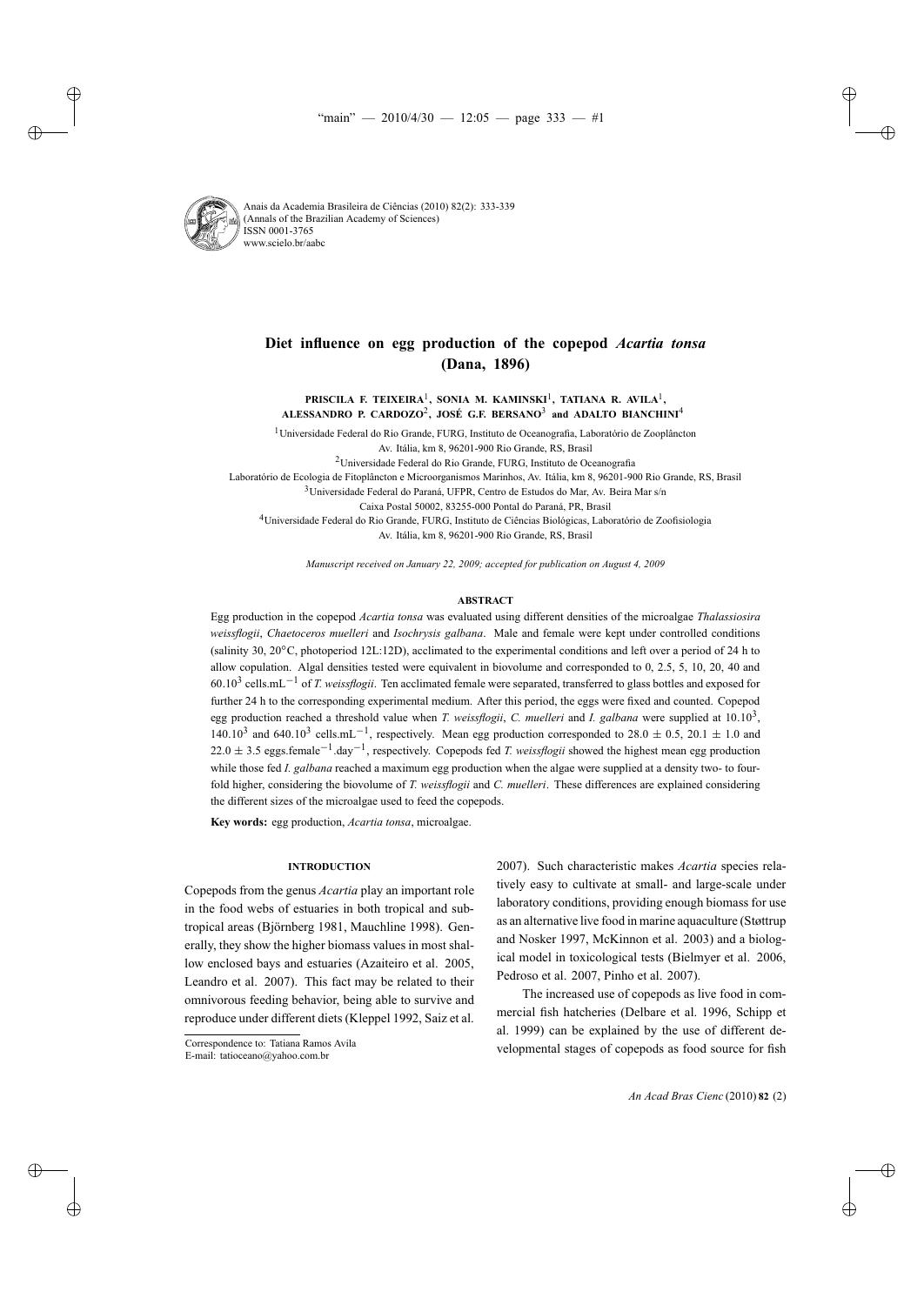Anais da Academia Brasileira de Ciências (2010) 82(2): 333-339
(Annals of the Brazilian Academy of Sciences)
ISSN 0001-3765
www.scielo.br/aabc

# Diet influence on egg production of the copepod *Acartia tonsa* (Dana, 1896)

**PRISCILA F. TEIXEIRA**[1], **SONIA M. KAMINSKI**[1], **TATIANA R. AVILA**[1], **ALESSANDRO P. CARDOZO**[2], **JOSÉ G.F. BERSANO**[3] **and ADALTO BIANCHINI**[4]

[1]Universidade Federal do Rio Grande, FURG, Instituto de Oceanografia, Laboratório de Zooplâncton
Av. Itália, km 8, 96201-900 Rio Grande, RS, Brasil

[2]Universidade Federal do Rio Grande, FURG, Instituto de Oceanografia
Laboratório de Ecologia de Fitoplâncton e Microorganismos Marinhos, Av. Itália, km 8, 96201-900 Rio Grande, RS, Brasil

[3]Universidade Federal do Paraná, UFPR, Centro de Estudos do Mar, Av. Beira Mar s/n
Caixa Postal 50002, 83255-000 Pontal do Paraná, PR, Brasil

[4]Universidade Federal do Rio Grande, FURG, Instituto de Ciências Biológicas, Laboratório de Zoofisiologia
Av. Itália, km 8, 96201-900 Rio Grande, RS, Brasil

*Manuscript received on January 22, 2009; accepted for publication on August 4, 2009*

## ABSTRACT

Egg production in the copepod *Acartia tonsa* was evaluated using different densities of the microalgae *Thalassiosira weissflogii*, *Chaetoceros muelleri* and *Isochrysis galbana*. Male and female were kept under controlled conditions (salinity 30, 20°C, photoperiod 12L:12D), acclimated to the experimental conditions and left over a period of 24 h to allow copulation. Algal densities tested were equivalent in biovolume and corresponded to 0, 2.5, 5, 10, 20, 40 and $60.10^3$ cells.mL$^{-1}$ of *T. weissflogii*. Ten acclimated female were separated, transferred to glass bottles and exposed for further 24 h to the corresponding experimental medium. After this period, the eggs were fixed and counted. Copepod egg production reached a threshold value when *T. weissflogii*, *C. muelleri* and *I. galbana* were supplied at $10.10^3$, $140.10^3$ and $640.10^3$ cells.mL$^{-1}$, respectively. Mean egg production corresponded to $28.0 \pm 0.5$, $20.1 \pm 1.0$ and $22.0 \pm 3.5$ eggs.female$^{-1}$.day$^{-1}$, respectively. Copepods fed *T. weissflogii* showed the highest mean egg production while those fed *I. galbana* reached a maximum egg production when the algae were supplied at a density two- to four-fold higher, considering the biovolume of *T. weissflogii* and *C. muelleri*. These differences are explained considering the different sizes of the microalgae used to feed the copepods.

**Key words:** egg production, *Acartia tonsa*, microalgae.

## INTRODUCTION

Copepods from the genus *Acartia* play an important role in the food webs of estuaries in both tropical and subtropical areas (Björnberg 1981, Mauchline 1998). Generally, they show the higher biomass values in most shallow enclosed bays and estuaries (Azaiteiro et al. 2005, Leandro et al. 2007). This fact may be related to their omnivorous feeding behavior, being able to survive and reproduce under different diets (Kleppel 1992, Saiz et al. 2007). Such characteristic makes *Acartia* species relatively easy to cultivate at small- and large-scale under laboratory conditions, providing enough biomass for use as an alternative live food in marine aquaculture (Støttrup and Nosker 1997, McKinnon et al. 2003) and a biological model in toxicological tests (Bielmyer et al. 2006, Pedroso et al. 2007, Pinho et al. 2007).

The increased use of copepods as live food in commercial fish hatcheries (Delbare et al. 1996, Schipp et al. 1999) can be explained by the use of different developmental stages of copepods as food source for fish

Correspondence to: Tatiana Ramos Avila
E-mail: tatioceano@yahoo.com.br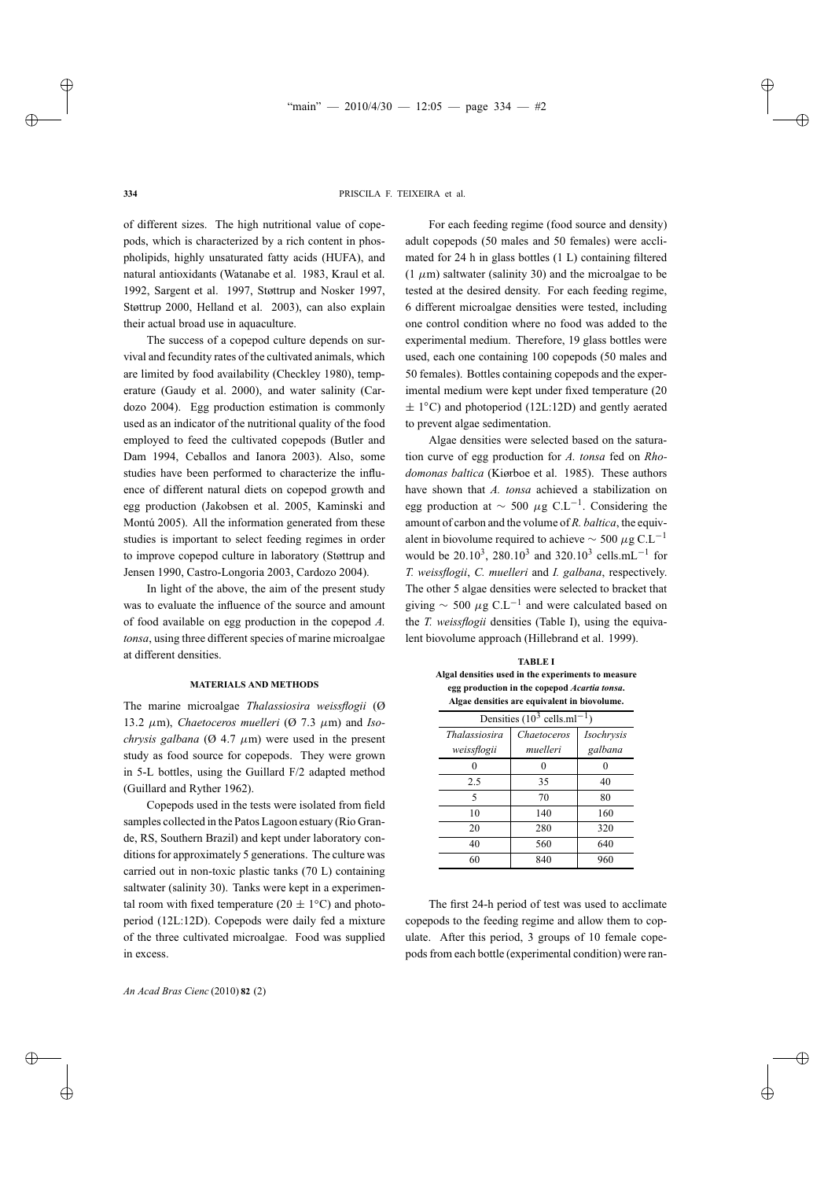of different sizes. The high nutritional value of copepods, which is characterized by a rich content in phospholipids, highly unsaturated fatty acids (HUFA), and natural antioxidants (Watanabe et al. 1983, Kraul et al. 1992, Sargent et al. 1997, Støttrup and Nosker 1997, Støttrup 2000, Helland et al. 2003), can also explain their actual broad use in aquaculture.

The success of a copepod culture depends on survival and fecundity rates of the cultivated animals, which are limited by food availability (Checkley 1980), temperature (Gaudy et al. 2000), and water salinity (Cardozo 2004). Egg production estimation is commonly used as an indicator of the nutritional quality of the food employed to feed the cultivated copepods (Butler and Dam 1994, Ceballos and Ianora 2003). Also, some studies have been performed to characterize the influence of different natural diets on copepod growth and egg production (Jakobsen et al. 2005, Kaminski and Montú 2005). All the information generated from these studies is important to select feeding regimes in order to improve copepod culture in laboratory (Støttrup and Jensen 1990, Castro-Longoria 2003, Cardozo 2004).

In light of the above, the aim of the present study was to evaluate the influence of the source and amount of food available on egg production in the copepod *A. tonsa*, using three different species of marine microalgae at different densities.

## MATERIALS AND METHODS

The marine microalgae *Thalassiosira weissflogii* (Ø 13.2 μm), *Chaetoceros muelleri* (Ø 7.3 μm) and *Isochrysis galbana* (Ø 4.7 μm) were used in the present study as food source for copepods. They were grown in 5-L bottles, using the Guillard F/2 adapted method (Guillard and Ryther 1962).

Copepods used in the tests were isolated from field samples collected in the Patos Lagoon estuary (Rio Grande, RS, Southern Brazil) and kept under laboratory conditions for approximately 5 generations. The culture was carried out in non-toxic plastic tanks (70 L) containing saltwater (salinity 30). Tanks were kept in a experimental room with fixed temperature (20 ± 1°C) and photoperiod (12L:12D). Copepods were daily fed a mixture of the three cultivated microalgae. Food was supplied in excess.

For each feeding regime (food source and density) adult copepods (50 males and 50 females) were acclimated for 24 h in glass bottles (1 L) containing filtered (1 μm) saltwater (salinity 30) and the microalgae to be tested at the desired density. For each feeding regime, 6 different microalgae densities were tested, including one control condition where no food was added to the experimental medium. Therefore, 19 glass bottles were used, each one containing 100 copepods (50 males and 50 females). Bottles containing copepods and the experimental medium were kept under fixed temperature (20 ± 1°C) and photoperiod (12L:12D) and gently aerated to prevent algae sedimentation.

Algae densities were selected based on the saturation curve of egg production for *A. tonsa* fed on *Rhodomonas baltica* (Kiørboe et al. 1985). These authors have shown that *A. tonsa* achieved a stabilization on egg production at ~ 500 μg C.L$^{-1}$. Considering the amount of carbon and the volume of *R. baltica*, the equivalent in biovolume required to achieve ~ 500 μg C.L$^{-1}$ would be $20.10^3$, $280.10^3$ and $320.10^3$ cells.mL$^{-1}$ for *T. weissflogii*, *C. muelleri* and *I. galbana*, respectively. The other 5 algae densities were selected to bracket that giving ~ 500 μg C.L$^{-1}$ and were calculated based on the *T. weissflogii* densities (Table I), using the equivalent biovolume approach (Hillebrand et al. 1999).

**TABLE I**
**Algal densities used in the experiments to measure egg production in the copepod *Acartia tonsa*. Algae densities are equivalent in biovolume.**

| Densities ($10^3$ cells.ml$^{-1}$) | | |
|---|---|---|
| *Thalassiosira weissflogii* | *Chaetoceros muelleri* | *Isochrysis galbana* |
| 0 | 0 | 0 |
| 2.5 | 35 | 40 |
| 5 | 70 | 80 |
| 10 | 140 | 160 |
| 20 | 280 | 320 |
| 40 | 560 | 640 |
| 60 | 840 | 960 |

The first 24-h period of test was used to acclimate copepods to the feeding regime and allow them to copulate. After this period, 3 groups of 10 female copepods from each bottle (experimental condition) were ran-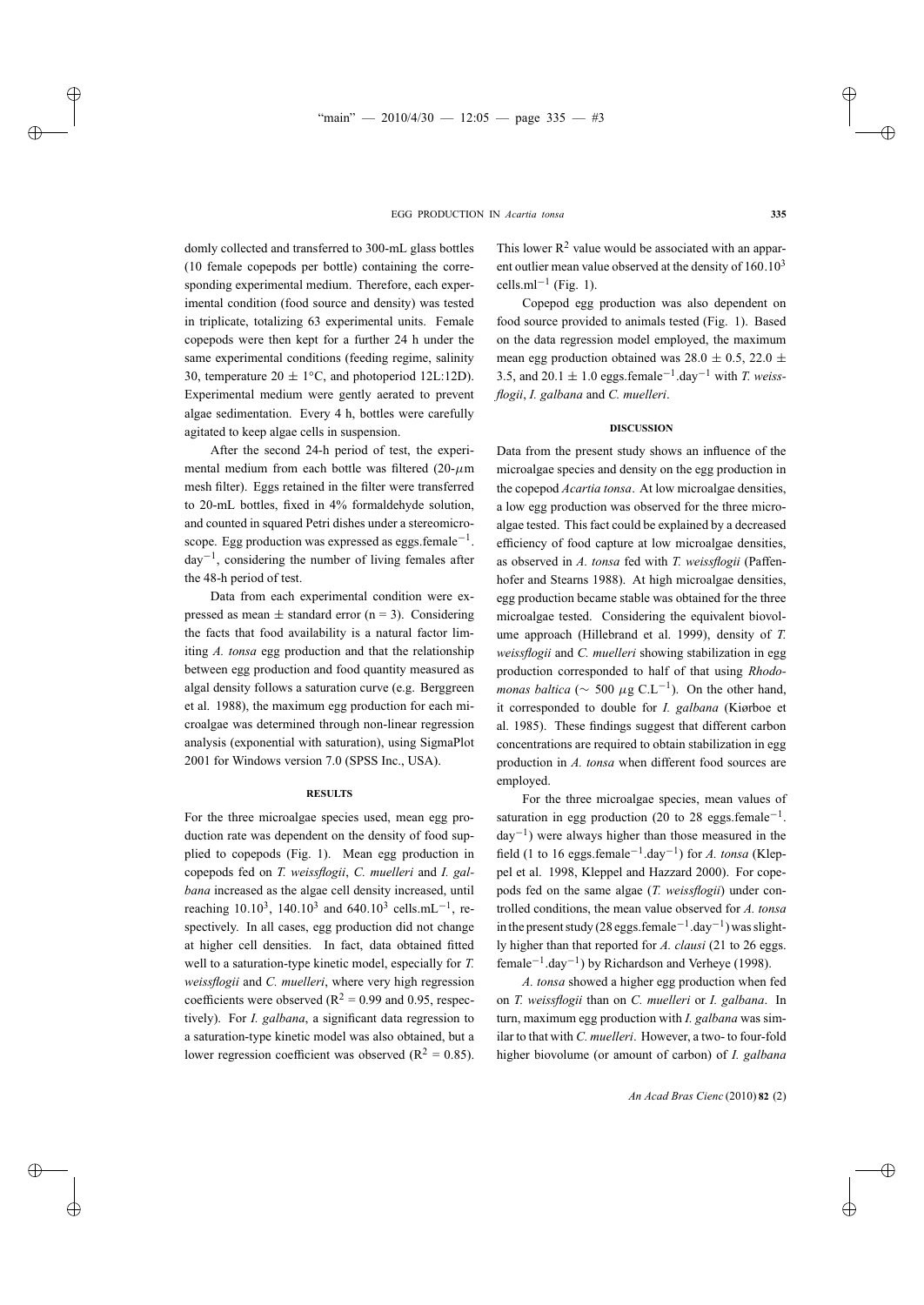domly collected and transferred to 300-mL glass bottles (10 female copepods per bottle) containing the corresponding experimental medium. Therefore, each experimental condition (food source and density) was tested in triplicate, totalizing 63 experimental units. Female copepods were then kept for a further 24 h under the same experimental conditions (feeding regime, salinity 30, temperature $20 \pm 1$°C, and photoperiod 12L:12D). Experimental medium were gently aerated to prevent algae sedimentation. Every 4 h, bottles were carefully agitated to keep algae cells in suspension.

After the second 24-h period of test, the experimental medium from each bottle was filtered (20-$\mu$m mesh filter). Eggs retained in the filter were transferred to 20-mL bottles, fixed in 4% formaldehyde solution, and counted in squared Petri dishes under a stereomicroscope. Egg production was expressed as eggs.female$^{-1}$.day$^{-1}$, considering the number of living females after the 48-h period of test.

Data from each experimental condition were expressed as mean $\pm$ standard error ($n = 3$). Considering the facts that food availability is a natural factor limiting *A. tonsa* egg production and that the relationship between egg production and food quantity measured as algal density follows a saturation curve (e.g. Berggreen et al. 1988), the maximum egg production for each microalgae was determined through non-linear regression analysis (exponential with saturation), using SigmaPlot 2001 for Windows version 7.0 (SPSS Inc., USA).

## RESULTS

For the three microalgae species used, mean egg production rate was dependent on the density of food supplied to copepods (Fig. 1). Mean egg production in copepods fed on *T. weissflogii*, *C. muelleri* and *I. galbana* increased as the algae cell density increased, until reaching $10.10^3$, $140.10^3$ and $640.10^3$ cells.mL$^{-1}$, respectively. In all cases, egg production did not change at higher cell densities. In fact, data obtained fitted well to a saturation-type kinetic model, especially for *T. weissflogii* and *C. muelleri*, where very high regression coefficients were observed ($R^2 = 0.99$ and 0.95, respectively). For *I. galbana*, a significant data regression to a saturation-type kinetic model was also obtained, but a lower regression coefficient was observed ($R^2 = 0.85$). This lower $R^2$ value would be associated with an apparent outlier mean value observed at the density of $160.10^3$ cells.ml$^{-1}$ (Fig. 1).

Copepod egg production was also dependent on food source provided to animals tested (Fig. 1). Based on the data regression model employed, the maximum mean egg production obtained was $28.0 \pm 0.5$, $22.0 \pm 3.5$, and $20.1 \pm 1.0$ eggs.female$^{-1}$.day$^{-1}$ with *T. weissflogii*, *I. galbana* and *C. muelleri*.

## DISCUSSION

Data from the present study shows an influence of the microalgae species and density on the egg production in the copepod *Acartia tonsa*. At low microalgae densities, a low egg production was observed for the three microalgae tested. This fact could be explained by a decreased efficiency of food capture at low microalgae densities, as observed in *A. tonsa* fed with *T. weissflogii* (Paffenhofer and Stearns 1988). At high microalgae densities, egg production became stable was obtained for the three microalgae tested. Considering the equivalent biovolume approach (Hillebrand et al. 1999), density of *T. weissflogii* and *C. muelleri* showing stabilization in egg production corresponded to half of that using *Rhodomonas baltica* ($\sim$ 500 $\mu$g C.L$^{-1}$). On the other hand, it corresponded to double for *I. galbana* (Kiørboe et al. 1985). These findings suggest that different carbon concentrations are required to obtain stabilization in egg production in *A. tonsa* when different food sources are employed.

For the three microalgae species, mean values of saturation in egg production (20 to 28 eggs.female$^{-1}$.day$^{-1}$) were always higher than those measured in the field (1 to 16 eggs.female$^{-1}$.day$^{-1}$) for *A. tonsa* (Kleppel et al. 1998, Kleppel and Hazzard 2000). For copepods fed on the same algae (*T. weissflogii*) under controlled conditions, the mean value observed for *A. tonsa* in the present study (28 eggs.female$^{-1}$.day$^{-1}$) was slightly higher than that reported for *A. clausi* (21 to 26 eggs.female$^{-1}$.day$^{-1}$) by Richardson and Verheye (1998).

*A. tonsa* showed a higher egg production when fed on *T. weissflogii* than on *C. muelleri* or *I. galbana*. In turn, maximum egg production with *I. galbana* was similar to that with *C. muelleri*. However, a two- to four-fold higher biovolume (or amount of carbon) of *I. galbana*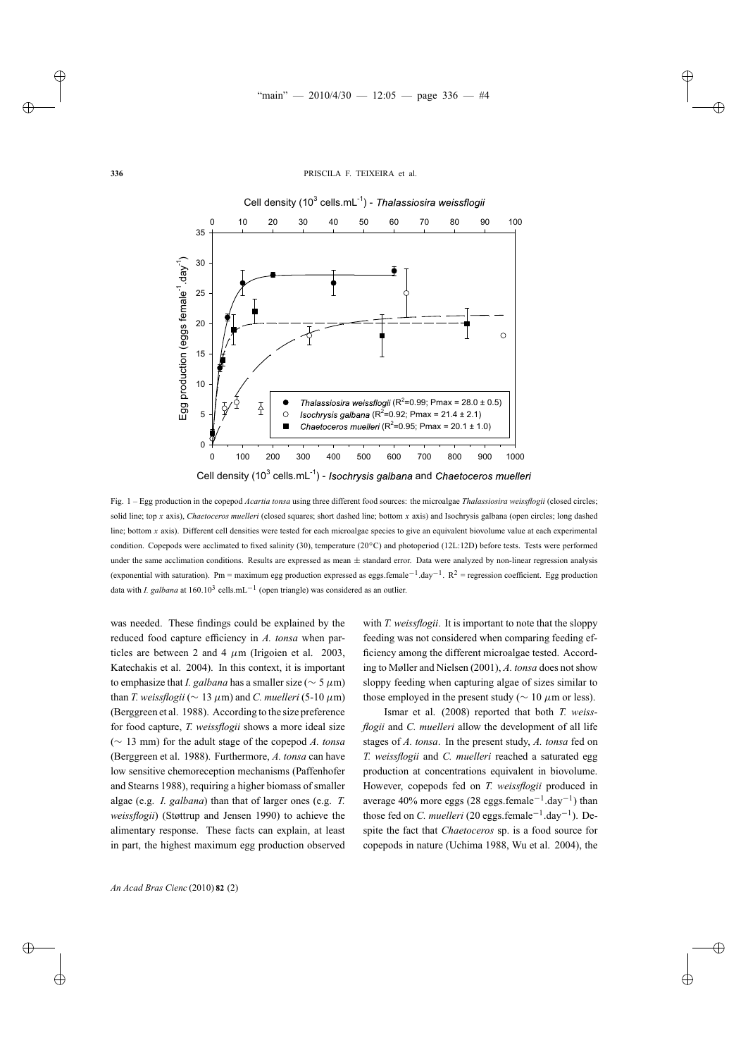Fig. 1 – Egg production in the copepod *Acartia tonsa* using three different food sources: the microalgae *Thalassiosira weissflogii* (closed circles; solid line; top *x* axis), *Chaetoceros muelleri* (closed squares; short dashed line; bottom *x* axis) and Isochrysis galbana (open circles; long dashed line; bottom *x* axis). Different cell densities were tested for each microalgae species to give an equivalent biovolume value at each experimental condition. Copepods were acclimated to fixed salinity (30), temperature (20°C) and photoperiod (12L:12D) before tests. Tests were performed under the same acclimation conditions. Results are expressed as mean ± standard error. Data were analyzed by non-linear regression analysis (exponential with saturation). Pm = maximum egg production expressed as eggs.female$^{-1}$.day$^{-1}$. $R^2$ = regression coefficient. Egg production data with *I. galbana* at 160.10$^3$ cells.mL$^{-1}$ (open triangle) was considered as an outlier.

was needed. These findings could be explained by the reduced food capture efficiency in *A. tonsa* when particles are between 2 and 4 $\mu$m (Irigoien et al. 2003, Katechakis et al. 2004). In this context, it is important to emphasize that *I. galbana* has a smaller size ($\sim$ 5 $\mu$m) than *T. weissflogii* ($\sim$ 13 $\mu$m) and *C. muelleri* (5-10 $\mu$m) (Berggreen et al. 1988). According to the size preference for food capture, *T. weissflogii* shows a more ideal size ($\sim$ 13 mm) for the adult stage of the copepod *A. tonsa* (Berggreen et al. 1988). Furthermore, *A. tonsa* can have low sensitive chemoreception mechanisms (Paffenhofer and Stearns 1988), requiring a higher biomass of smaller algae (e.g. *I. galbana*) than that of larger ones (e.g. *T. weissflogii*) (Støttrup and Jensen 1990) to achieve the alimentary response. These facts can explain, at least in part, the highest maximum egg production observed with *T. weissflogii*. It is important to note that the sloppy feeding was not considered when comparing feeding efficiency among the different microalgae tested. According to Møller and Nielsen (2001), *A. tonsa* does not show sloppy feeding when capturing algae of sizes similar to those employed in the present study ($\sim$ 10 $\mu$m or less).

Ismar et al. (2008) reported that both *T. weissflogii* and *C. muelleri* allow the development of all life stages of *A. tonsa*. In the present study, *A. tonsa* fed on *T. weissflogii* and *C. muelleri* reached a saturated egg production at concentrations equivalent in biovolume. However, copepods fed on *T. weissflogii* produced in average 40% more eggs (28 eggs.female$^{-1}$.day$^{-1}$) than those fed on *C. muelleri* (20 eggs.female$^{-1}$.day$^{-1}$). Despite the fact that *Chaetoceros* sp. is a food source for copepods in nature (Uchima 1988, Wu et al. 2004), the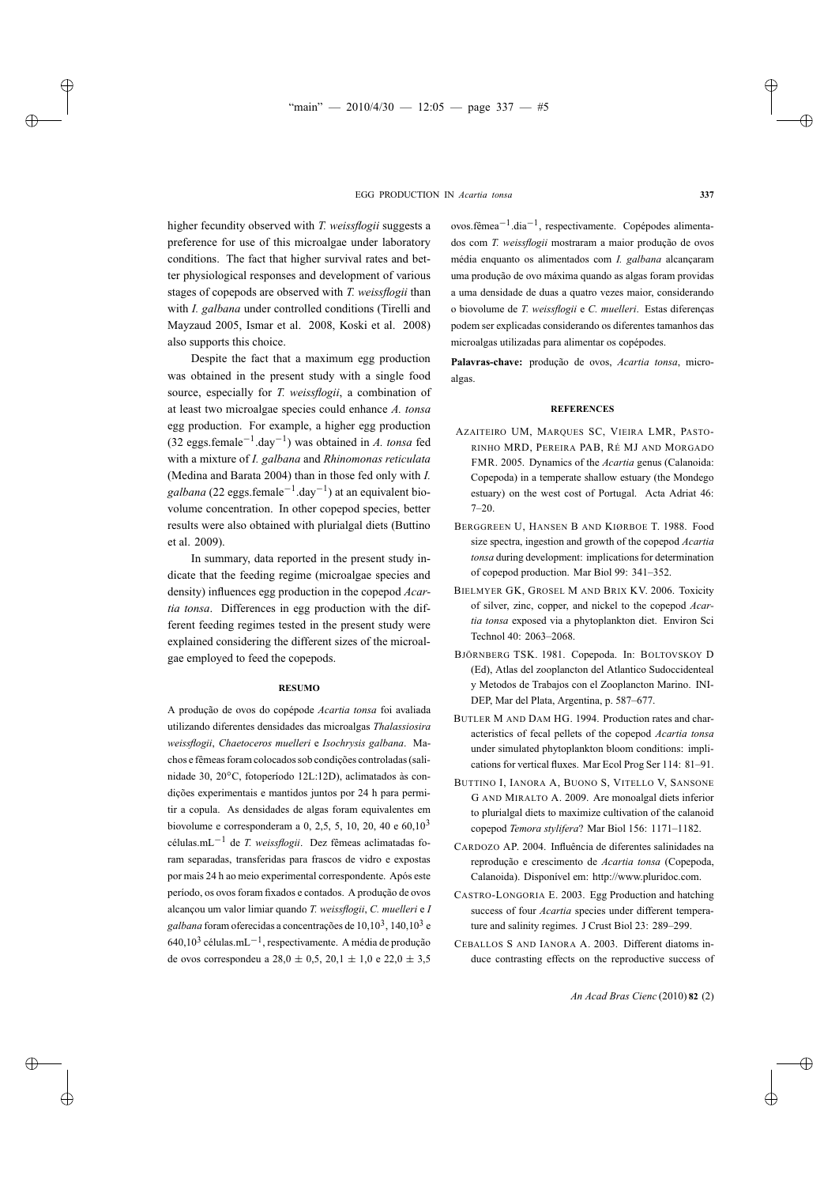higher fecundity observed with *T. weissflogii* suggests a preference for use of this microalgae under laboratory conditions. The fact that higher survival rates and better physiological responses and development of various stages of copepods are observed with *T. weissflogii* than with *I. galbana* under controlled conditions (Tirelli and Mayzaud 2005, Ismar et al. 2008, Koski et al. 2008) also supports this choice.

Despite the fact that a maximum egg production was obtained in the present study with a single food source, especially for *T. weissflogii*, a combination of at least two microalgae species could enhance *A. tonsa* egg production. For example, a higher egg production (32 eggs.female$^{-1}$.day$^{-1}$) was obtained in *A. tonsa* fed with a mixture of *I. galbana* and *Rhinomonas reticulata* (Medina and Barata 2004) than in those fed only with *I. galbana* (22 eggs.female$^{-1}$.day$^{-1}$) at an equivalent biovolume concentration. In other copepod species, better results were also obtained with plurialgal diets (Buttino et al. 2009).

In summary, data reported in the present study indicate that the feeding regime (microalgae species and density) influences egg production in the copepod *Acartia tonsa*. Differences in egg production with the different feeding regimes tested in the present study were explained considering the different sizes of the microalgae employed to feed the copepods.

## RESUMO

A produção de ovos do copépode *Acartia tonsa* foi avaliada utilizando diferentes densidades das microalgas *Thalassiosira weissflogii*, *Chaetoceros muelleri* e *Isochrysis galbana*. Machos e fêmeas foram colocados sob condições controladas (salinidade 30, 20°C, fotoperíodo 12L:12D), aclimatados às condições experimentais e mantidos juntos por 24 h para permitir a copula. As densidades de algas foram equivalentes em biovolume e corresponderam a 0, 2,5, 5, 10, 20, 40 e 60,10$^3$ células.mL$^{-1}$ de *T. weissflogii*. Dez fêmeas aclimatadas foram separadas, transferidas para frascos de vidro e expostas por mais 24 h ao meio experimental correspondente. Após este período, os ovos foram fixados e contados. A produção de ovos alcançou um valor limiar quando *T. weissflogii*, *C. muelleri* e *I galbana* foram oferecidas a concentrações de 10,10$^3$, 140,10$^3$ e 640,10$^3$ células.mL$^{-1}$, respectivamente. A média de produção de ovos correspondeu a 28,0 ± 0,5, 20,1 ± 1,0 e 22,0 ± 3,5 ovos.fêmea$^{-1}$.dia$^{-1}$, respectivamente. Copépodes alimentados com *T. weissflogii* mostraram a maior produção de ovos média enquanto os alimentados com *I. galbana* alcançaram uma produção de ovo máxima quando as algas foram providas a uma densidade de duas a quatro vezes maior, considerando o biovolume de *T. weissflogii* e *C. muelleri*. Estas diferenças podem ser explicadas considerando os diferentes tamanhos das microalgas utilizadas para alimentar os copépodes.

**Palavras-chave:** produção de ovos, *Acartia tonsa*, microalgas.

## REFERENCES

Azaiteiro UM, Marques SC, Vieira LMR, Pastorinho MRD, Pereira PAB, Ré MJ and Morgado FMR. 2005. Dynamics of the *Acartia* genus (Calanoida: Copepoda) in a temperate shallow estuary (the Mondego estuary) on the west cost of Portugal. Acta Adriat 46: 7–20.

Berggreen U, Hansen B and Kiørboe T. 1988. Food size spectra, ingestion and growth of the copepod *Acartia tonsa* during development: implications for determination of copepod production. Mar Biol 99: 341–352.

Bielmyer GK, Grosel M and Brix KV. 2006. Toxicity of silver, zinc, copper, and nickel to the copepod *Acartia tonsa* exposed via a phytoplankton diet. Environ Sci Technol 40: 2063–2068.

Björnberg TSK. 1981. Copepoda. In: Boltovskoy D (Ed), Atlas del zooplancton del Atlantico Sudoccidenteal y Metodos de Trabajos con el Zooplancton Marino. INIDEP, Mar del Plata, Argentina, p. 587–677.

Butler M and Dam HG. 1994. Production rates and characteristics of fecal pellets of the copepod *Acartia tonsa* under simulated phytoplankton bloom conditions: implications for vertical fluxes. Mar Ecol Prog Ser 114: 81–91.

Buttino I, Ianora A, Buono S, Vitello V, Sansone G and Miralto A. 2009. Are monoalgal diets inferior to plurialgal diets to maximize cultivation of the calanoid copepod *Temora stylifera*? Mar Biol 156: 1171–1182.

Cardozo AP. 2004. Influência de diferentes salinidades na reprodução e crescimento de *Acartia tonsa* (Copepoda, Calanoida). Disponível em: http://www.pluridoc.com.

Castro-Longoria E. 2003. Egg Production and hatching success of four *Acartia* species under different temperature and salinity regimes. J Crust Biol 23: 289–299.

Ceballos S and Ianora A. 2003. Different diatoms induce contrasting effects on the reproductive success of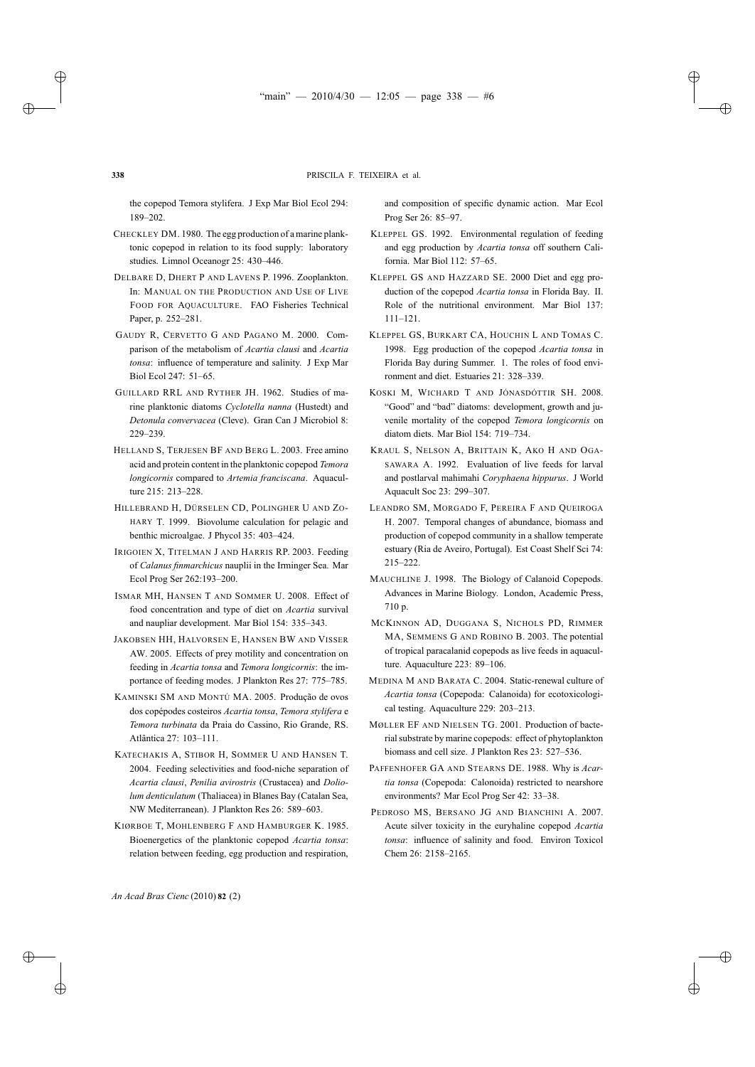the copepod Temora stylifera. J Exp Mar Biol Ecol 294: 189–202.

CHECKLEY DM. 1980. The egg production of a marine planktonic copepod in relation to its food supply: laboratory studies. Limnol Oceanogr 25: 430–446.

DELBARE D, DHERT P AND LAVENS P. 1996. Zooplankton. In: MANUAL ON THE PRODUCTION AND USE OF LIVE FOOD FOR AQUACULTURE. FAO Fisheries Technical Paper, p. 252–281.

GAUDY R, CERVETTO G AND PAGANO M. 2000. Comparison of the metabolism of *Acartia clausi* and *Acartia tonsa*: influence of temperature and salinity. J Exp Mar Biol Ecol 247: 51–65.

GUILLARD RRL AND RYTHER JH. 1962. Studies of marine planktonic diatoms *Cyclotella nanna* (Hustedt) and *Detonula convervacea* (Cleve). Gran Can J Microbiol 8: 229–239.

HELLAND S, TERJESEN BF AND BERG L. 2003. Free amino acid and protein content in the planktonic copepod *Temora longicornis* compared to *Artemia franciscana*. Aquaculture 215: 213–228.

HILLEBRAND H, DÜRSELEN CD, POLINGHER U AND ZOHARY T. 1999. Biovolume calculation for pelagic and benthic microalgae. J Phycol 35: 403–424.

IRIGOIEN X, TITELMAN J AND HARRIS RP. 2003. Feeding of *Calanus finmarchicus* nauplii in the Irminger Sea. Mar Ecol Prog Ser 262:193–200.

ISMAR MH, HANSEN T AND SOMMER U. 2008. Effect of food concentration and type of diet on *Acartia* survival and naupliar development. Mar Biol 154: 335–343.

JAKOBSEN HH, HALVORSEN E, HANSEN BW AND VISSER AW. 2005. Effects of prey motility and concentration on feeding in *Acartia tonsa* and *Temora longicornis*: the importance of feeding modes. J Plankton Res 27: 775–785.

KAMINSKI SM AND MONTÚ MA. 2005. Produção de ovos dos copépodes costeiros *Acartia tonsa*, *Temora stylifera* e *Temora turbinata* da Praia do Cassino, Rio Grande, RS. Atlântica 27: 103–111.

KATECHAKIS A, STIBOR H, SOMMER U AND HANSEN T. 2004. Feeding selectivities and food-niche separation of *Acartia clausi*, *Penilia avirostris* (Crustacea) and *Doliolum denticulatum* (Thaliacea) in Blanes Bay (Catalan Sea, NW Mediterranean). J Plankton Res 26: 589–603.

KIØRBOE T, MOHLENBERG F AND HAMBURGER K. 1985. Bioenergetics of the planktonic copepod *Acartia tonsa*: relation between feeding, egg production and respiration, and composition of specific dynamic action. Mar Ecol Prog Ser 26: 85–97.

KLEPPEL GS. 1992. Environmental regulation of feeding and egg production by *Acartia tonsa* off southern California. Mar Biol 112: 57–65.

KLEPPEL GS AND HAZZARD SE. 2000 Diet and egg production of the copepod *Acartia tonsa* in Florida Bay. II. Role of the nutritional environment. Mar Biol 137: 111–121.

KLEPPEL GS, BURKART CA, HOUCHIN L AND TOMAS C. 1998. Egg production of the copepod *Acartia tonsa* in Florida Bay during Summer. 1. The roles of food environment and diet. Estuaries 21: 328–339.

KOSKI M, WICHARD T AND JÓNASDÓTTIR SH. 2008. "Good" and "bad" diatoms: development, growth and juvenile mortality of the copepod *Temora longicornis* on diatom diets. Mar Biol 154: 719–734.

KRAUL S, NELSON A, BRITTAIN K, AKO H AND OGASAWARA A. 1992. Evaluation of live feeds for larval and postlarval mahimahi *Coryphaena hippurus*. J World Aquacult Soc 23: 299–307.

LEANDRO SM, MORGADO F, PEREIRA F AND QUEIROGA H. 2007. Temporal changes of abundance, biomass and production of copepod community in a shallow temperate estuary (Ria de Aveiro, Portugal). Est Coast Shelf Sci 74: 215–222.

MAUCHLINE J. 1998. The Biology of Calanoid Copepods. Advances in Marine Biology. London, Academic Press, 710 p.

MCKINNON AD, DUGGANA S, NICHOLS PD, RIMMER MA, SEMMENS G AND ROBINO B. 2003. The potential of tropical paracalanid copepods as live feeds in aquaculture. Aquaculture 223: 89–106.

MEDINA M AND BARATA C. 2004. Static-renewal culture of *Acartia tonsa* (Copepoda: Calanoida) for ecotoxicological testing. Aquaculture 229: 203–213.

MØLLER EF AND NIELSEN TG. 2001. Production of bacterial substrate by marine copepods: effect of phytoplankton biomass and cell size. J Plankton Res 23: 527–536.

PAFFENHOFER GA AND STEARNS DE. 1988. Why is *Acartia tonsa* (Copepoda: Calonoida) restricted to nearshore environments? Mar Ecol Prog Ser 42: 33–38.

PEDROSO MS, BERSANO JG AND BIANCHINI A. 2007. Acute silver toxicity in the euryhaline copepod *Acartia tonsa*: influence of salinity and food. Environ Toxicol Chem 26: 2158–2165.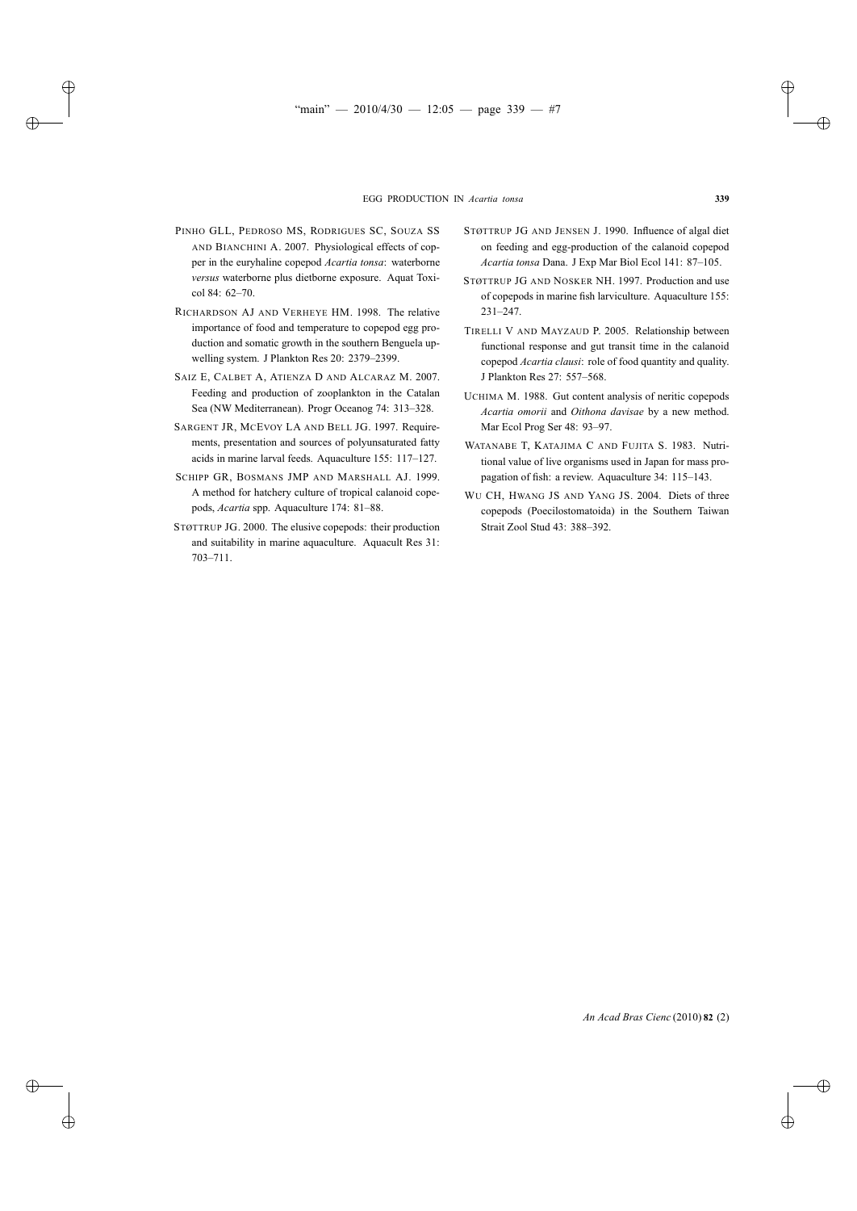Pinho GLL, Pedroso MS, Rodrigues SC, Souza SS and Bianchini A. 2007. Physiological effects of copper in the euryhaline copepod *Acartia tonsa*: waterborne *versus* waterborne plus dietborne exposure. Aquat Toxicol 84: 62–70.

Richardson AJ and Verheye HM. 1998. The relative importance of food and temperature to copepod egg production and somatic growth in the southern Benguela upwelling system. J Plankton Res 20: 2379–2399.

Saiz E, Calbet A, Atienza D and Alcaraz M. 2007. Feeding and production of zooplankton in the Catalan Sea (NW Mediterranean). Progr Oceanog 74: 313–328.

Sargent JR, McEvoy LA and Bell JG. 1997. Requirements, presentation and sources of polyunsaturated fatty acids in marine larval feeds. Aquaculture 155: 117–127.

Schipp GR, Bosmans JMP and Marshall AJ. 1999. A method for hatchery culture of tropical calanoid copepods, *Acartia* spp. Aquaculture 174: 81–88.

Støttrup JG. 2000. The elusive copepods: their production and suitability in marine aquaculture. Aquacult Res 31: 703–711.

Støttrup JG and Jensen J. 1990. Influence of algal diet on feeding and egg-production of the calanoid copepod *Acartia tonsa* Dana. J Exp Mar Biol Ecol 141: 87–105.

Støttrup JG and Nosker NH. 1997. Production and use of copepods in marine fish larviculture. Aquaculture 155: 231–247.

Tirelli V and Mayzaud P. 2005. Relationship between functional response and gut transit time in the calanoid copepod *Acartia clausi*: role of food quantity and quality. J Plankton Res 27: 557–568.

Uchima M. 1988. Gut content analysis of neritic copepods *Acartia omorii* and *Oithona davisae* by a new method. Mar Ecol Prog Ser 48: 93–97.

Watanabe T, Katajima C and Fujita S. 1983. Nutritional value of live organisms used in Japan for mass propagation of fish: a review. Aquaculture 34: 115–143.

Wu CH, Hwang JS and Yang JS. 2004. Diets of three copepods (Poecilostomatoida) in the Southern Taiwan Strait Zool Stud 43: 388–392.